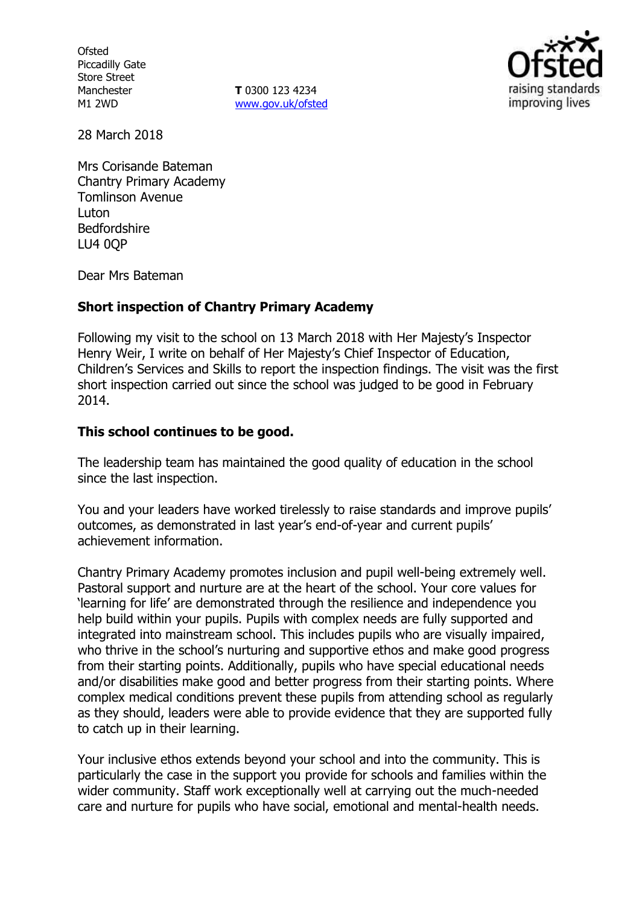Ofsted
Piccadilly Gate
Store Street
Manchester
M1 2WD

**T** 0300 123 4234
www.gov.uk/ofsted

28 March 2018

Mrs Corisande Bateman
Chantry Primary Academy
Tomlinson Avenue
Luton
Bedfordshire
LU4 0QP

Dear Mrs Bateman

**Short inspection of Chantry Primary Academy**

Following my visit to the school on 13 March 2018 with Her Majesty's Inspector Henry Weir, I write on behalf of Her Majesty's Chief Inspector of Education, Children's Services and Skills to report the inspection findings. The visit was the first short inspection carried out since the school was judged to be good in February 2014.

**This school continues to be good.**

The leadership team has maintained the good quality of education in the school since the last inspection.

You and your leaders have worked tirelessly to raise standards and improve pupils' outcomes, as demonstrated in last year's end-of-year and current pupils' achievement information.

Chantry Primary Academy promotes inclusion and pupil well-being extremely well. Pastoral support and nurture are at the heart of the school. Your core values for 'learning for life' are demonstrated through the resilience and independence you help build within your pupils. Pupils with complex needs are fully supported and integrated into mainstream school. This includes pupils who are visually impaired, who thrive in the school's nurturing and supportive ethos and make good progress from their starting points. Additionally, pupils who have special educational needs and/or disabilities make good and better progress from their starting points. Where complex medical conditions prevent these pupils from attending school as regularly as they should, leaders were able to provide evidence that they are supported fully to catch up in their learning.

Your inclusive ethos extends beyond your school and into the community. This is particularly the case in the support you provide for schools and families within the wider community. Staff work exceptionally well at carrying out the much-needed care and nurture for pupils who have social, emotional and mental-health needs.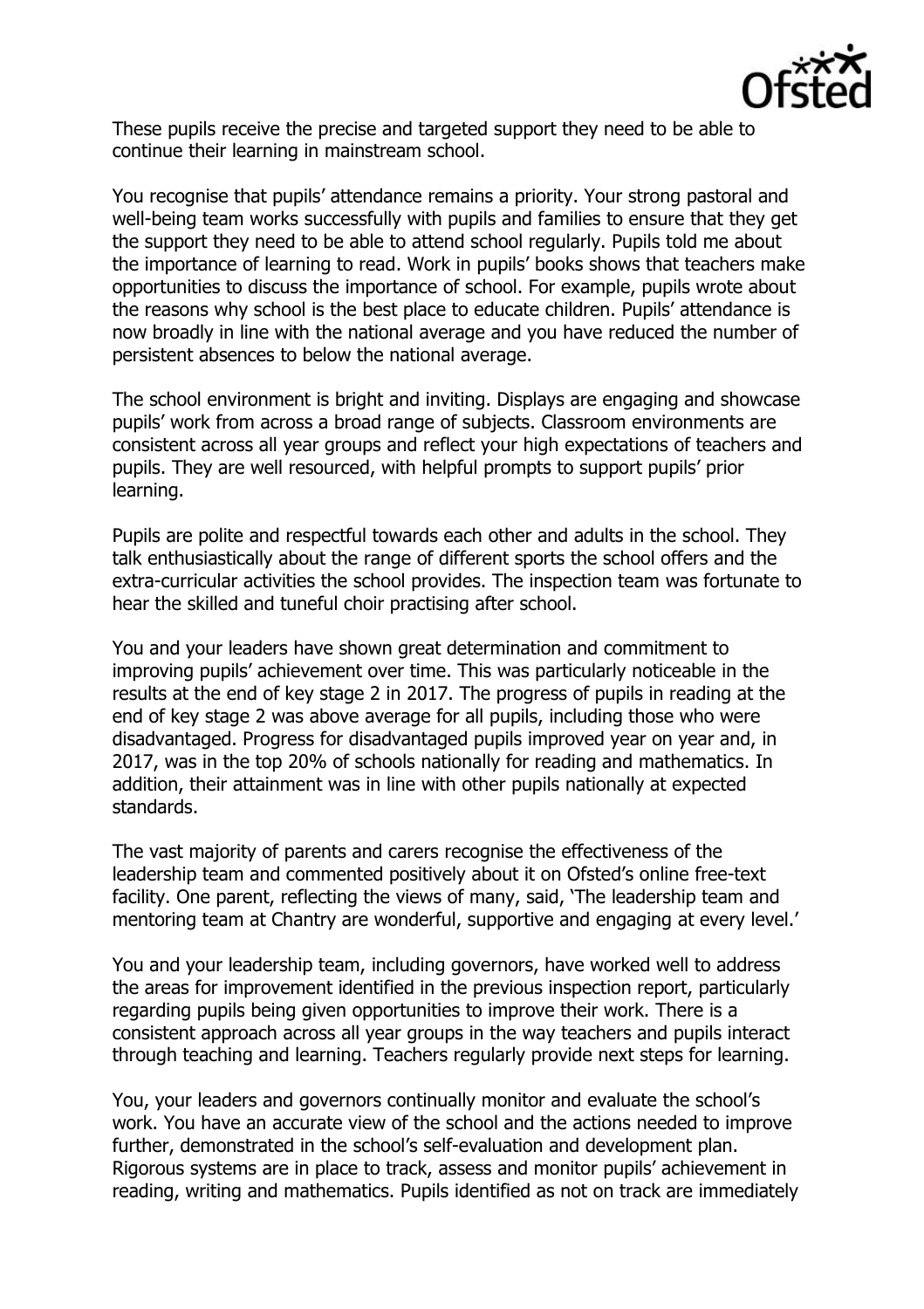These pupils receive the precise and targeted support they need to be able to continue their learning in mainstream school.

You recognise that pupils' attendance remains a priority. Your strong pastoral and well-being team works successfully with pupils and families to ensure that they get the support they need to be able to attend school regularly. Pupils told me about the importance of learning to read. Work in pupils' books shows that teachers make opportunities to discuss the importance of school. For example, pupils wrote about the reasons why school is the best place to educate children. Pupils' attendance is now broadly in line with the national average and you have reduced the number of persistent absences to below the national average.

The school environment is bright and inviting. Displays are engaging and showcase pupils' work from across a broad range of subjects. Classroom environments are consistent across all year groups and reflect your high expectations of teachers and pupils. They are well resourced, with helpful prompts to support pupils' prior learning.

Pupils are polite and respectful towards each other and adults in the school. They talk enthusiastically about the range of different sports the school offers and the extra-curricular activities the school provides. The inspection team was fortunate to hear the skilled and tuneful choir practising after school.

You and your leaders have shown great determination and commitment to improving pupils' achievement over time. This was particularly noticeable in the results at the end of key stage 2 in 2017. The progress of pupils in reading at the end of key stage 2 was above average for all pupils, including those who were disadvantaged. Progress for disadvantaged pupils improved year on year and, in 2017, was in the top 20% of schools nationally for reading and mathematics. In addition, their attainment was in line with other pupils nationally at expected standards.

The vast majority of parents and carers recognise the effectiveness of the leadership team and commented positively about it on Ofsted's online free-text facility. One parent, reflecting the views of many, said, 'The leadership team and mentoring team at Chantry are wonderful, supportive and engaging at every level.'

You and your leadership team, including governors, have worked well to address the areas for improvement identified in the previous inspection report, particularly regarding pupils being given opportunities to improve their work. There is a consistent approach across all year groups in the way teachers and pupils interact through teaching and learning. Teachers regularly provide next steps for learning.

You, your leaders and governors continually monitor and evaluate the school's work. You have an accurate view of the school and the actions needed to improve further, demonstrated in the school's self-evaluation and development plan. Rigorous systems are in place to track, assess and monitor pupils' achievement in reading, writing and mathematics. Pupils identified as not on track are immediately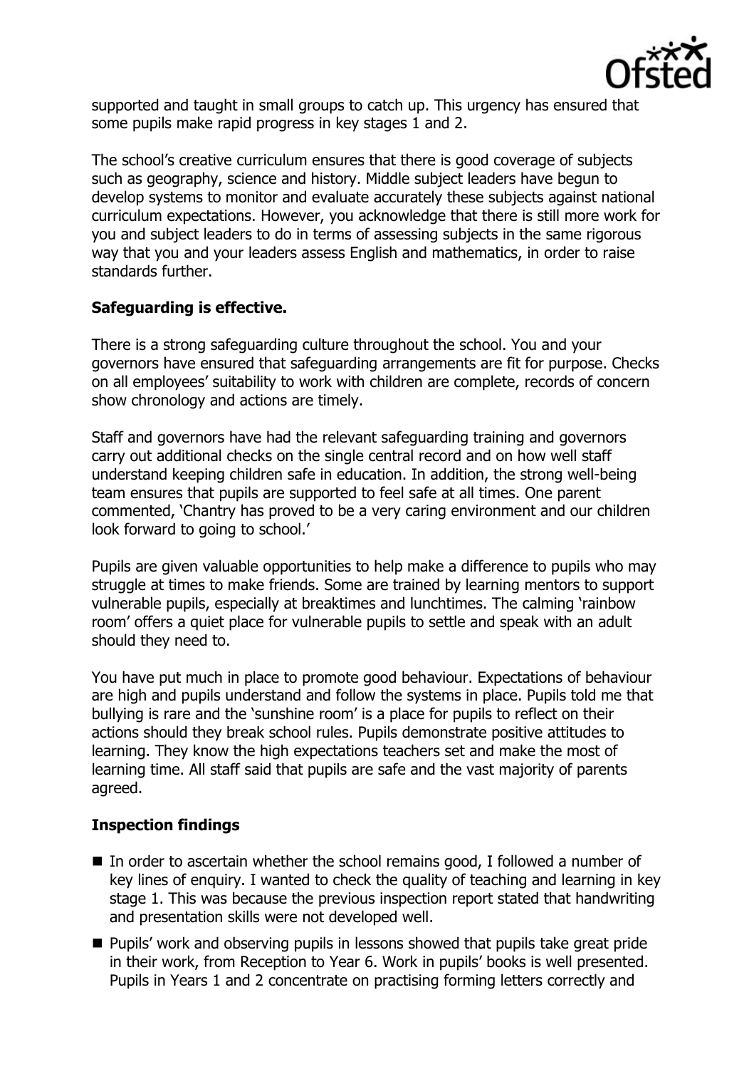supported and taught in small groups to catch up. This urgency has ensured that some pupils make rapid progress in key stages 1 and 2.

The school's creative curriculum ensures that there is good coverage of subjects such as geography, science and history. Middle subject leaders have begun to develop systems to monitor and evaluate accurately these subjects against national curriculum expectations. However, you acknowledge that there is still more work for you and subject leaders to do in terms of assessing subjects in the same rigorous way that you and your leaders assess English and mathematics, in order to raise standards further.

**Safeguarding is effective.**

There is a strong safeguarding culture throughout the school. You and your governors have ensured that safeguarding arrangements are fit for purpose. Checks on all employees' suitability to work with children are complete, records of concern show chronology and actions are timely.

Staff and governors have had the relevant safeguarding training and governors carry out additional checks on the single central record and on how well staff understand keeping children safe in education. In addition, the strong well-being team ensures that pupils are supported to feel safe at all times. One parent commented, 'Chantry has proved to be a very caring environment and our children look forward to going to school.'

Pupils are given valuable opportunities to help make a difference to pupils who may struggle at times to make friends. Some are trained by learning mentors to support vulnerable pupils, especially at breaktimes and lunchtimes. The calming 'rainbow room' offers a quiet place for vulnerable pupils to settle and speak with an adult should they need to.

You have put much in place to promote good behaviour. Expectations of behaviour are high and pupils understand and follow the systems in place. Pupils told me that bullying is rare and the 'sunshine room' is a place for pupils to reflect on their actions should they break school rules. Pupils demonstrate positive attitudes to learning. They know the high expectations teachers set and make the most of learning time. All staff said that pupils are safe and the vast majority of parents agreed.

**Inspection findings**

- In order to ascertain whether the school remains good, I followed a number of key lines of enquiry. I wanted to check the quality of teaching and learning in key stage 1. This was because the previous inspection report stated that handwriting and presentation skills were not developed well.
- Pupils' work and observing pupils in lessons showed that pupils take great pride in their work, from Reception to Year 6. Work in pupils' books is well presented. Pupils in Years 1 and 2 concentrate on practising forming letters correctly and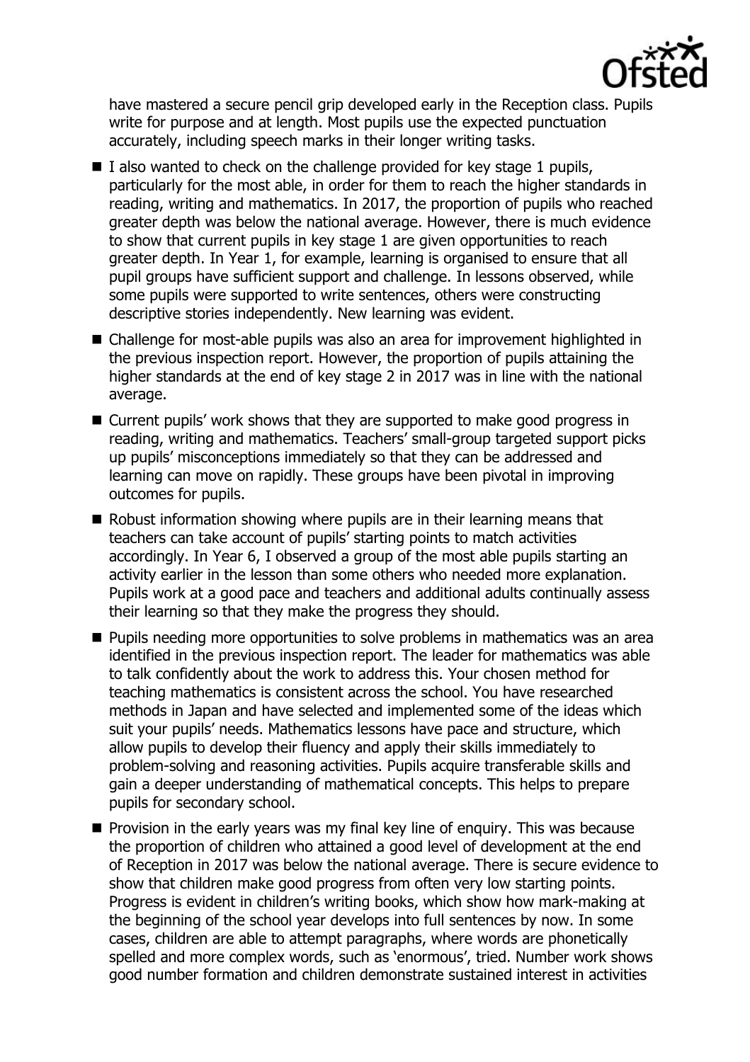have mastered a secure pencil grip developed early in the Reception class. Pupils write for purpose and at length. Most pupils use the expected punctuation accurately, including speech marks in their longer writing tasks.

- I also wanted to check on the challenge provided for key stage 1 pupils, particularly for the most able, in order for them to reach the higher standards in reading, writing and mathematics. In 2017, the proportion of pupils who reached greater depth was below the national average. However, there is much evidence to show that current pupils in key stage 1 are given opportunities to reach greater depth. In Year 1, for example, learning is organised to ensure that all pupil groups have sufficient support and challenge. In lessons observed, while some pupils were supported to write sentences, others were constructing descriptive stories independently. New learning was evident.
- Challenge for most-able pupils was also an area for improvement highlighted in the previous inspection report. However, the proportion of pupils attaining the higher standards at the end of key stage 2 in 2017 was in line with the national average.
- Current pupils' work shows that they are supported to make good progress in reading, writing and mathematics. Teachers' small-group targeted support picks up pupils' misconceptions immediately so that they can be addressed and learning can move on rapidly. These groups have been pivotal in improving outcomes for pupils.
- Robust information showing where pupils are in their learning means that teachers can take account of pupils' starting points to match activities accordingly. In Year 6, I observed a group of the most able pupils starting an activity earlier in the lesson than some others who needed more explanation. Pupils work at a good pace and teachers and additional adults continually assess their learning so that they make the progress they should.
- Pupils needing more opportunities to solve problems in mathematics was an area identified in the previous inspection report. The leader for mathematics was able to talk confidently about the work to address this. Your chosen method for teaching mathematics is consistent across the school. You have researched methods in Japan and have selected and implemented some of the ideas which suit your pupils' needs. Mathematics lessons have pace and structure, which allow pupils to develop their fluency and apply their skills immediately to problem-solving and reasoning activities. Pupils acquire transferable skills and gain a deeper understanding of mathematical concepts. This helps to prepare pupils for secondary school.
- Provision in the early years was my final key line of enquiry. This was because the proportion of children who attained a good level of development at the end of Reception in 2017 was below the national average. There is secure evidence to show that children make good progress from often very low starting points. Progress is evident in children's writing books, which show how mark-making at the beginning of the school year develops into full sentences by now. In some cases, children are able to attempt paragraphs, where words are phonetically spelled and more complex words, such as 'enormous', tried. Number work shows good number formation and children demonstrate sustained interest in activities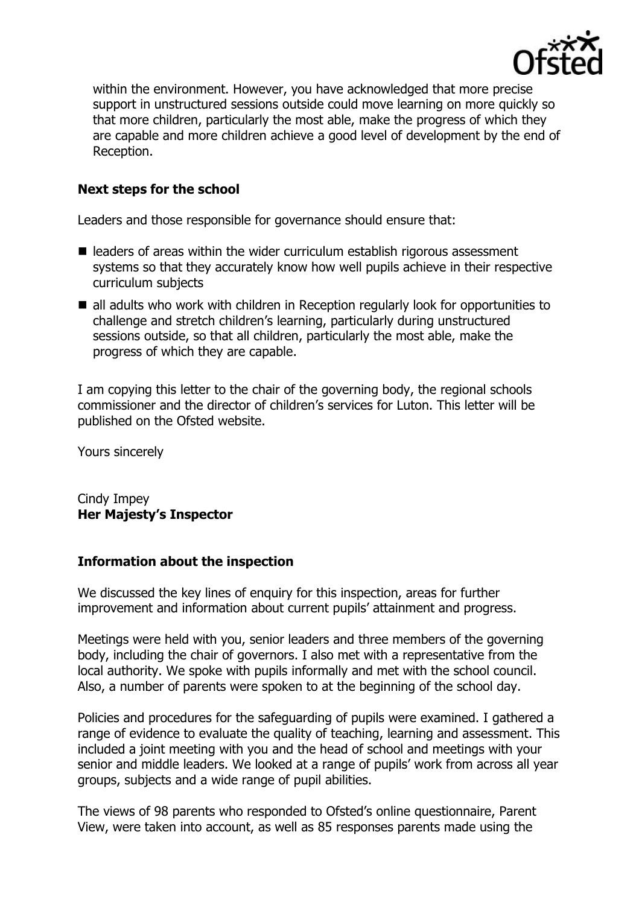within the environment. However, you have acknowledged that more precise support in unstructured sessions outside could move learning on more quickly so that more children, particularly the most able, make the progress of which they are capable and more children achieve a good level of development by the end of Reception.

### Next steps for the school

Leaders and those responsible for governance should ensure that:

- leaders of areas within the wider curriculum establish rigorous assessment systems so that they accurately know how well pupils achieve in their respective curriculum subjects
- all adults who work with children in Reception regularly look for opportunities to challenge and stretch children's learning, particularly during unstructured sessions outside, so that all children, particularly the most able, make the progress of which they are capable.

I am copying this letter to the chair of the governing body, the regional schools commissioner and the director of children's services for Luton. This letter will be published on the Ofsted website.

Yours sincerely

Cindy Impey
**Her Majesty's Inspector**

### Information about the inspection

We discussed the key lines of enquiry for this inspection, areas for further improvement and information about current pupils' attainment and progress.

Meetings were held with you, senior leaders and three members of the governing body, including the chair of governors. I also met with a representative from the local authority. We spoke with pupils informally and met with the school council. Also, a number of parents were spoken to at the beginning of the school day.

Policies and procedures for the safeguarding of pupils were examined. I gathered a range of evidence to evaluate the quality of teaching, learning and assessment. This included a joint meeting with you and the head of school and meetings with your senior and middle leaders. We looked at a range of pupils' work from across all year groups, subjects and a wide range of pupil abilities.

The views of 98 parents who responded to Ofsted's online questionnaire, Parent View, were taken into account, as well as 85 responses parents made using the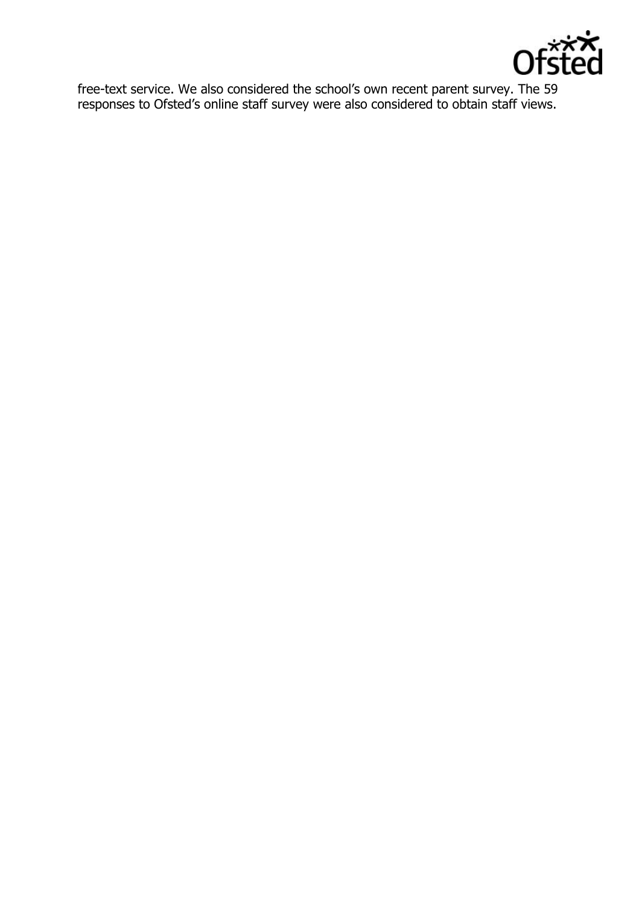free-text service. We also considered the school's own recent parent survey. The 59 responses to Ofsted's online staff survey were also considered to obtain staff views.